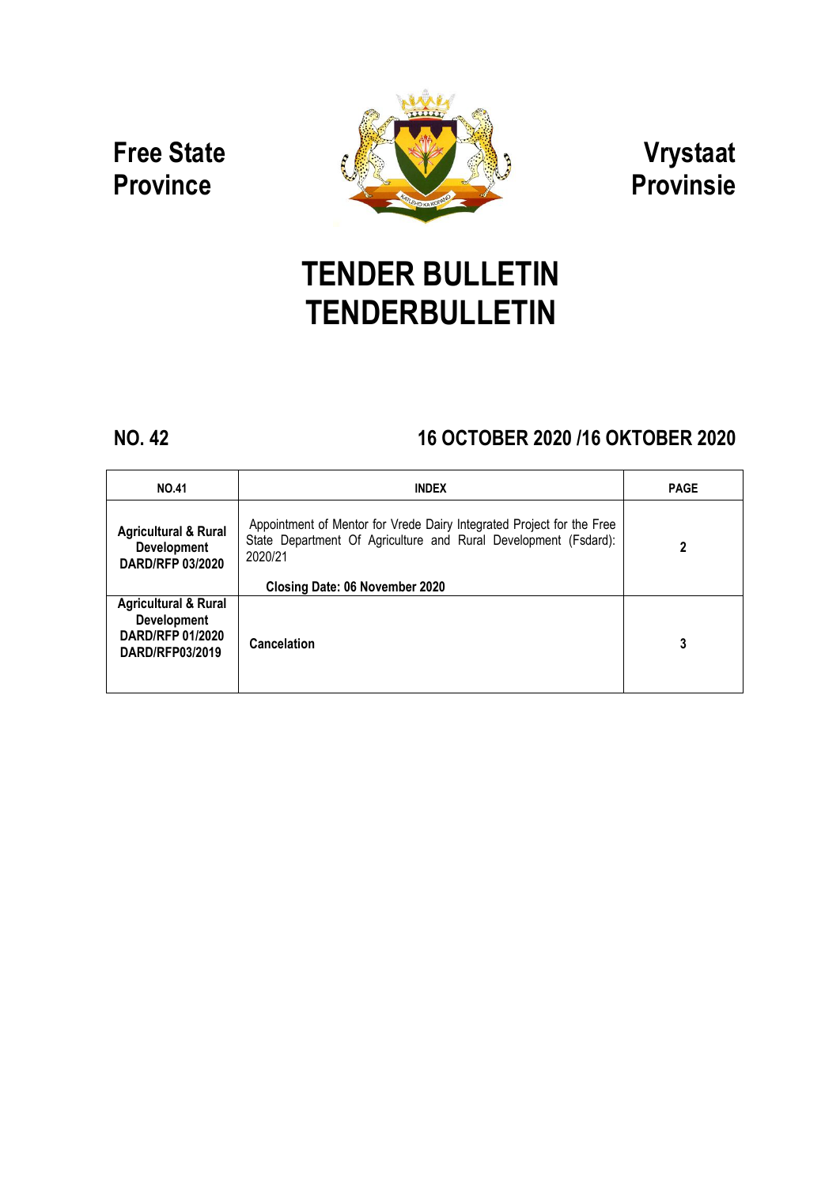**Free State Province**

**Vrystaat Provinsie**

# TENDER BULLETIN
# TENDERBULLETIN

## NO. 42

## 16 OCTOBER 2020 /16 OKTOBER 2020

| NO.41 | INDEX | PAGE |
|---|---|---|
| **Agricultural & Rural Development DARD/RFP 03/2020** | Appointment of Mentor for Vrede Dairy Integrated Project for the Free State Department Of Agriculture and Rural Development (Fsdard): 2020/21<br><br>**Closing Date: 06 November 2020** | **2** |
| **Agricultural & Rural Development DARD/RFP 01/2020 DARD/RFP03/2019** | **Cancelation** | **3** |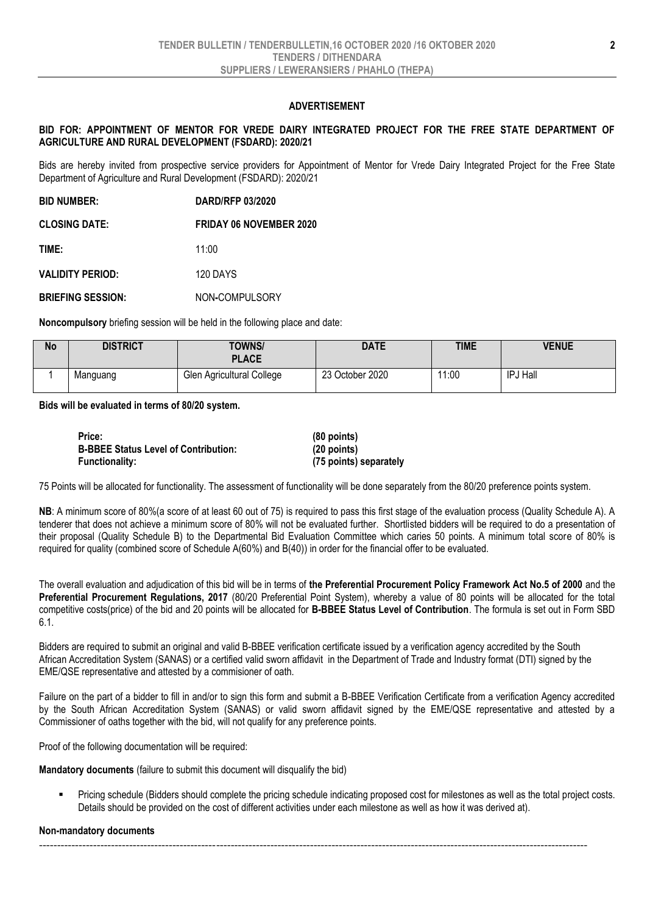## ADVERTISEMENT

**BID FOR: APPOINTMENT OF MENTOR FOR VREDE DAIRY INTEGRATED PROJECT FOR THE FREE STATE DEPARTMENT OF AGRICULTURE AND RURAL DEVELOPMENT (FSDARD): 2020/21**

Bids are hereby invited from prospective service providers for Appointment of Mentor for Vrede Dairy Integrated Project for the Free State Department of Agriculture and Rural Development (FSDARD): 2020/21

**BID NUMBER:** **DARD/RFP 03/2020**

**CLOSING DATE:** **FRIDAY 06 NOVEMBER 2020**

**TIME:** 11:00

**VALIDITY PERIOD:** 120 DAYS

**BRIEFING SESSION:** NON-COMPULSORY

**Noncompulsory** briefing session will be held in the following place and date:

| No | DISTRICT | TOWNS/ PLACE | DATE | TIME | VENUE |
|---|---|---|---|---|---|
| 1 | Manguang | Glen Agricultural College | 23 October 2020 | 11:00 | IPJ Hall |

**Bids will be evaluated in terms of 80/20 system.**

**Price:** **(80 points)**
**B-BBEE Status Level of Contribution:** **(20 points)**
**Functionality:** **(75 points) separately**

75 Points will be allocated for functionality. The assessment of functionality will be done separately from the 80/20 preference points system.

**NB**: A minimum score of 80%(a score of at least 60 out of 75) is required to pass this first stage of the evaluation process (Quality Schedule A). A tenderer that does not achieve a minimum score of 80% will not be evaluated further. Shortlisted bidders will be required to do a presentation of their proposal (Quality Schedule B) to the Departmental Bid Evaluation Committee which caries 50 points. A minimum total score of 80% is required for quality (combined score of Schedule A(60%) and B(40)) in order for the financial offer to be evaluated.

The overall evaluation and adjudication of this bid will be in terms of **the Preferential Procurement Policy Framework Act No.5 of 2000** and the **Preferential Procurement Regulations, 2017** (80/20 Preferential Point System), whereby a value of 80 points will be allocated for the total competitive costs(price) of the bid and 20 points will be allocated for **B-BBEE Status Level of Contribution**. The formula is set out in Form SBD 6.1.

Bidders are required to submit an original and valid B-BBEE verification certificate issued by a verification agency accredited by the South African Accreditation System (SANAS) or a certified valid sworn affidavit in the Department of Trade and Industry format (DTI) signed by the EME/QSE representative and attested by a commisioner of oath.

Failure on the part of a bidder to fill in and/or to sign this form and submit a B-BBEE Verification Certificate from a verification Agency accredited by the South African Accreditation System (SANAS) or valid sworn affidavit signed by the EME/QSE representative and attested by a Commissioner of oaths together with the bid, will not qualify for any preference points.

Proof of the following documentation will be required:

**Mandatory documents** (failure to submit this document will disqualify the bid)

- Pricing schedule (Bidders should complete the pricing schedule indicating proposed cost for milestones as well as the total project costs. Details should be provided on the cost of different activities under each milestone as well as how it was derived at).

**Non-mandatory documents**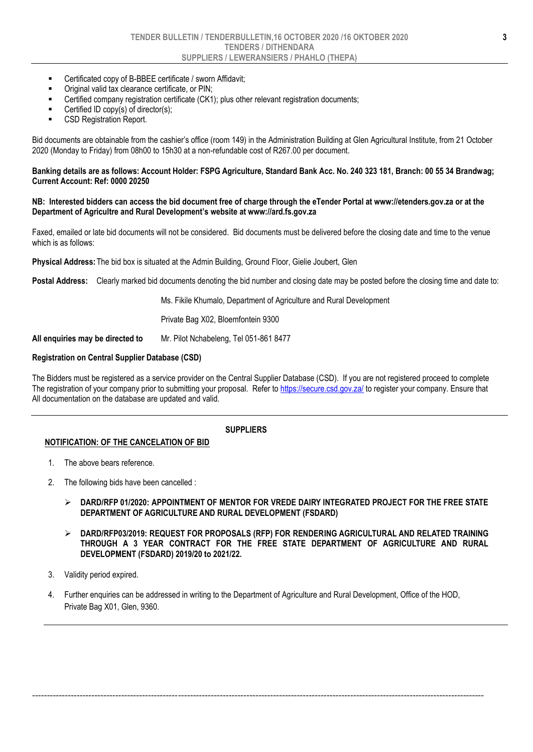- Certificated copy of B-BBEE certificate / sworn Affidavit;
- Original valid tax clearance certificate, or PIN;
- Certified company registration certificate (CK1); plus other relevant registration documents;
- Certified ID copy(s) of director(s);
- CSD Registration Report.

Bid documents are obtainable from the cashier's office (room 149) in the Administration Building at Glen Agricultural Institute, from 21 October 2020 (Monday to Friday) from 08h00 to 15h30 at a non-refundable cost of R267.00 per document.

**Banking details are as follows: Account Holder: FSPG Agriculture, Standard Bank Acc. No. 240 323 181, Branch: 00 55 34 Brandwag; Current Account: Ref: 0000 20250**

**NB: Interested bidders can access the bid document free of charge through the eTender Portal at www://etenders.gov.za or at the Department of Agricultre and Rural Development's website at www://ard.fs.gov.za**

Faxed, emailed or late bid documents will not be considered. Bid documents must be delivered before the closing date and time to the venue which is as follows:

**Physical Address:** The bid box is situated at the Admin Building, Ground Floor, Gielie Joubert, Glen

**Postal Address:** Clearly marked bid documents denoting the bid number and closing date may be posted before the closing time and date to:

Ms. Fikile Khumalo, Department of Agriculture and Rural Development

Private Bag X02, Bloemfontein 9300

**All enquiries may be directed to** Mr. Pilot Nchabeleng, Tel 051-861 8477

**Registration on Central Supplier Database (CSD)**

The Bidders must be registered as a service provider on the Central Supplier Database (CSD). If you are not registered proceed to complete The registration of your company prior to submitting your proposal. Refer to https://secure.csd.gov.za/ to register your company. Ensure that All documentation on the database are updated and valid.

---

**SUPPLIERS**

**NOTIFICATION: OF THE CANCELATION OF BID**

1. The above bears reference.
2. The following bids have been cancelled :
   - **DARD/RFP 01/2020: APPOINTMENT OF MENTOR FOR VREDE DAIRY INTEGRATED PROJECT FOR THE FREE STATE DEPARTMENT OF AGRICULTURE AND RURAL DEVELOPMENT (FSDARD)**
   - **DARD/RFP03/2019: REQUEST FOR PROPOSALS (RFP) FOR RENDERING AGRICULTURAL AND RELATED TRAINING THROUGH A 3 YEAR CONTRACT FOR THE FREE STATE DEPARTMENT OF AGRICULTURE AND RURAL DEVELOPMENT (FSDARD) 2019/20 to 2021/22.**
3. Validity period expired.
4. Further enquiries can be addressed in writing to the Department of Agriculture and Rural Development, Office of the HOD, Private Bag X01, Glen, 9360.

---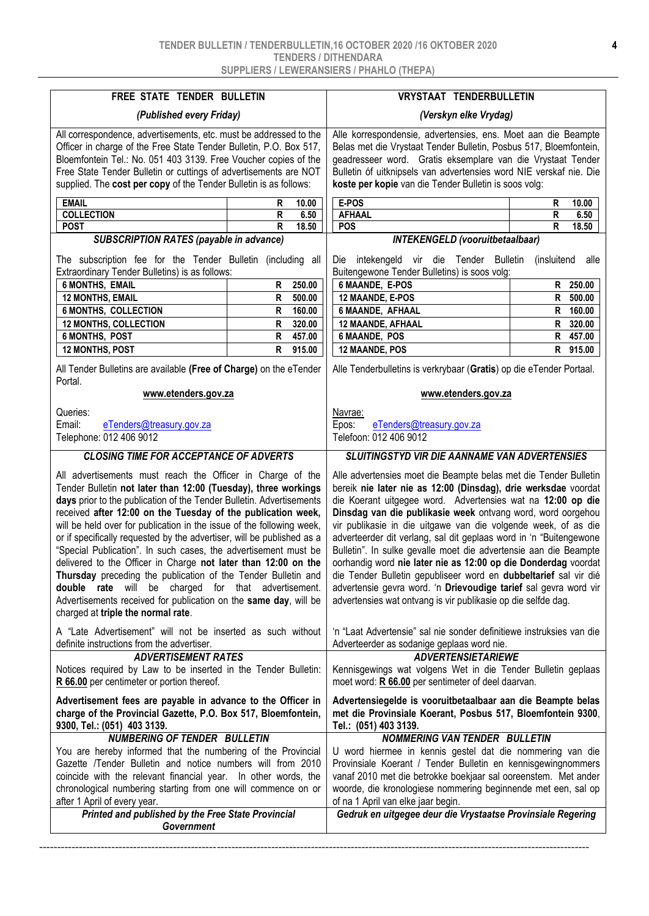## FREE STATE TENDER BULLETIN

*(Published every Friday)*

All correspondence, advertisements, etc. must be addressed to the Officer in charge of the Free State Tender Bulletin, P.O. Box 517, Bloemfontein Tel.: No. 051 403 3139. Free Voucher copies of the Free State Tender Bulletin or cuttings of advertisements are NOT supplied. The **cost per copy** of the Tender Bulletin is as follows:

| | |
|---|---|
| **EMAIL** | **R 10.00** |
| **COLLECTION** | **R 6.50** |
| **POST** | **R 18.50** |

### *SUBSCRIPTION RATES (payable in advance)*

The subscription fee for the Tender Bulletin (including all Extraordinary Tender Bulletins) is as follows:

| | |
|---|---|
| **6 MONTHS, EMAIL** | **R 250.00** |
| **12 MONTHS, EMAIL** | **R 500.00** |
| **6 MONTHS, COLLECTION** | **R 160.00** |
| **12 MONTHS, COLLECTION** | **R 320.00** |
| **6 MONTHS, POST** | **R 457.00** |
| **12 MONTHS, POST** | **R 915.00** |

All Tender Bulletins are available **(Free of Charge)** on the eTender Portal.

**www.etenders.gov.za**

Queries:
Email: eTenders@treasury.gov.za
Telephone: 012 406 9012

### *CLOSING TIME FOR ACCEPTANCE OF ADVERTS*

All advertisements must reach the Officer in Charge of the Tender Bulletin **not later than 12:00 (Tuesday), three workings days** prior to the publication of the Tender Bulletin. Advertisements received **after 12:00 on the Tuesday of the publication week,** will be held over for publication in the issue of the following week, or if specifically requested by the advertiser, will be published as a "Special Publication". In such cases, the advertisement must be delivered to the Officer in Charge **not later than 12:00 on the Thursday** preceding the publication of the Tender Bulletin and **double rate** will be charged for that advertisement. Advertisements received for publication on the **same day**, will be charged at **triple the normal rate**.

A "Late Advertisement" will not be inserted as such without definite instructions from the advertiser.

### *ADVERTISEMENT RATES*

Notices required by Law to be inserted in the Tender Bulletin: **R 66.00** per centimeter or portion thereof.

**Advertisement fees are payable in advance to the Officer in charge of the Provincial Gazette, P.O. Box 517, Bloemfontein, 9300, Tel.: (051) 403 3139.**

### *NUMBERING OF TENDER BULLETIN*

You are hereby informed that the numbering of the Provincial Gazette /Tender Bulletin and notice numbers will from 2010 coincide with the relevant financial year. In other words, the chronological numbering starting from one will commence on or after 1 April of every year.

***Printed and published by the Free State Provincial Government***

## VRYSTAAT TENDERBULLETIN

*(Verskyn elke Vrydag)*

Alle korrespondensie, advertensies, ens. Moet aan die Beampte Belas met die Vrystaat Tender Bulletin, Posbus 517, Bloemfontein, geadresseer word. Gratis eksemplare van die Vrystaat Tender Bulletin óf uitknipsels van advertensies word NIE verskaf nie. Die **koste per kopie** van die Tender Bulletin is soos volg:

| | |
|---|---|
| **E-POS** | **R 10.00** |
| **AFHAAL** | **R 6.50** |
| **POS** | **R 18.50** |

### *INTEKENGELD (vooruitbetaalbaar)*

Die intekengeld vir die Tender Bulletin (insluitend alle Buitengewone Tender Bulletins) is soos volg:

| | |
|---|---|
| **6 MAANDE, E-POS** | **R 250.00** |
| **12 MAANDE, E-POS** | **R 500.00** |
| **6 MAANDE, AFHAAL** | **R 160.00** |
| **12 MAANDE, AFHAAL** | **R 320.00** |
| **6 MAANDE, POS** | **R 457.00** |
| **12 MAANDE, POS** | **R 915.00** |

Alle Tenderbulletins is verkrybaar (**Gratis**) op die eTender Portaal.

**www.etenders.gov.za**

Navrae:
Epos: eTenders@treasury.gov.za
Telefoon: 012 406 9012

### *SLUITINGSTYD VIR DIE AANNAME VAN ADVERTENSIES*

Alle advertensies moet die Beampte belas met die Tender Bulletin bereik **nie later nie as 12:00 (Dinsdag), drie werksdae** voordat die Koerant uitgegee word. Advertensies wat na **12:00 op die Dinsdag van die publikasie week** ontvang word, word oorgehou vir publikasie in die uitgawe van die volgende week, of as die adverteerder dit verlang, sal dit geplaas word in 'n "Buitengewone Bulletin". In sulke gevalle moet die advertensie aan die Beampte oorhandig word **nie later nie as 12:00 op die Donderdag** voordat die Tender Bulletin gepubliseer word en **dubbeltarief** sal vir dié advertensie gevra word. 'n **Drievoudige tarief** sal gevra word vir advertensies wat ontvang is vir publikasie op die selfde dag.

'n "Laat Advertensie" sal nie sonder definitiewe instruksies van die Adverteerder as sodanige geplaas word nie.

### *ADVERTENSIETARIEWE*

Kennisgewings wat volgens Wet in die Tender Bulletin geplaas moet word: **R 66.00** per sentimeter of deel daarvan.

**Advertensiegelde is vooruitbetaalbaar aan die Beampte belas met die Provinsiale Koerant, Posbus 517, Bloemfontein 9300, Tel.: (051) 403 3139.**

### *NOMMERING VAN TENDER BULLETIN*

U word hiermee in kennis gestel dat die nommering van die Provinsiale Koerant / Tender Bulletin en kennisgewingnommers vanaf 2010 met die betrokke boekjaar sal ooreenstem. Met ander woorde, die kronologiese nommering beginnende met een, sal op of na 1 April van elke jaar begin.

***Gedruk en uitgegee deur die Vrystaatse Provinsiale Regering***